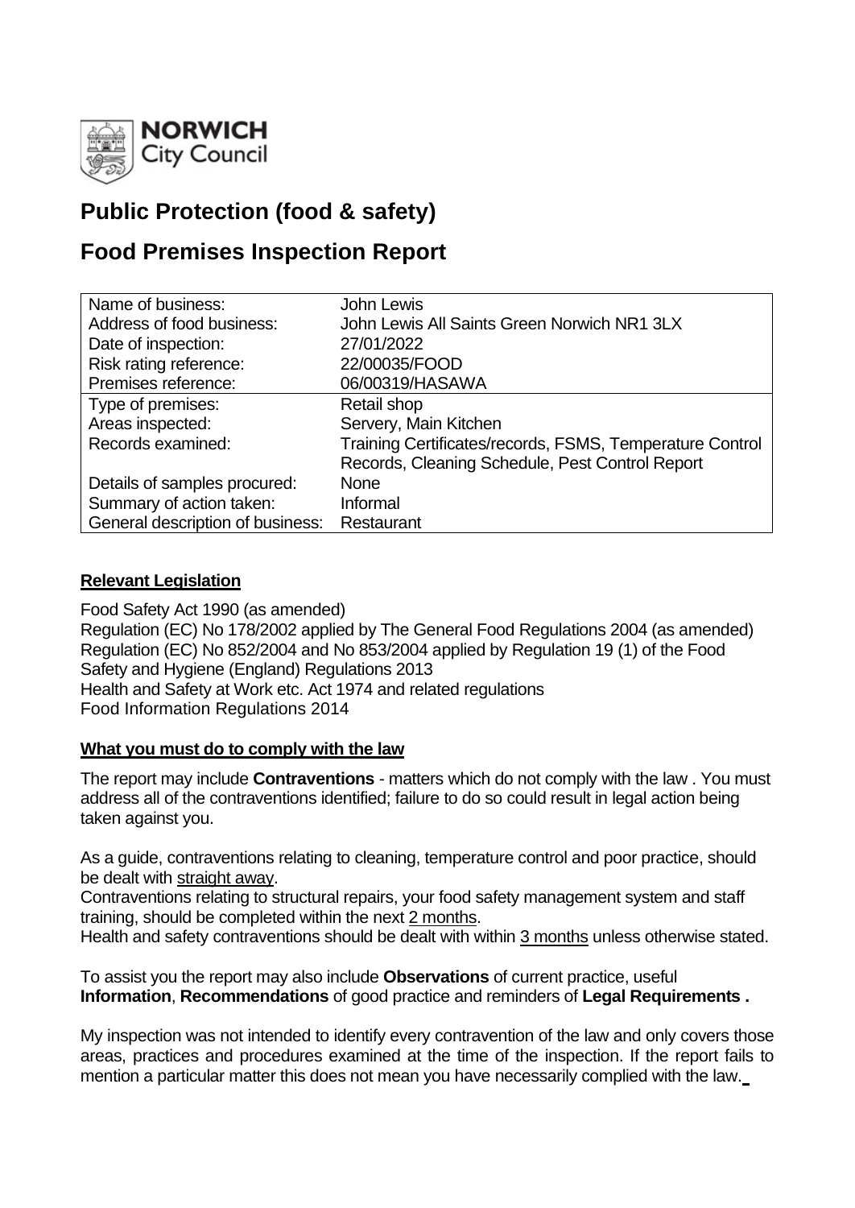**NORWICH** City Council

# Public Protection (food & safety)

# Food Premises Inspection Report

| | |
|---|---|
| Name of business: | John Lewis |
| Address of food business: | John Lewis All Saints Green Norwich NR1 3LX |
| Date of inspection: | 27/01/2022 |
| Risk rating reference: | 22/00035/FOOD |
| Premises reference: | 06/00319/HASAWA |
| Type of premises: | Retail shop |
| Areas inspected: | Servery, Main Kitchen |
| Records examined: | Training Certificates/records, FSMS, Temperature Control Records, Cleaning Schedule, Pest Control Report |
| Details of samples procured: | None |
| Summary of action taken: | Informal |
| General description of business: | Restaurant |

**Relevant Legislation**

Food Safety Act 1990 (as amended)
Regulation (EC) No 178/2002 applied by The General Food Regulations 2004 (as amended)
Regulation (EC) No 852/2004 and No 853/2004 applied by Regulation 19 (1) of the Food Safety and Hygiene (England) Regulations 2013
Health and Safety at Work etc. Act 1974 and related regulations
Food Information Regulations 2014

**What you must do to comply with the law**

The report may include **Contraventions** - matters which do not comply with the law . You must address all of the contraventions identified; failure to do so could result in legal action being taken against you.

As a guide, contraventions relating to cleaning, temperature control and poor practice, should be dealt with straight away.
Contraventions relating to structural repairs, your food safety management system and staff training, should be completed within the next 2 months.
Health and safety contraventions should be dealt with within 3 months unless otherwise stated.

To assist you the report may also include **Observations** of current practice, useful **Information**, **Recommendations** of good practice and reminders of **Legal Requirements .**

My inspection was not intended to identify every contravention of the law and only covers those areas, practices and procedures examined at the time of the inspection. If the report fails to mention a particular matter this does not mean you have necessarily complied with the law.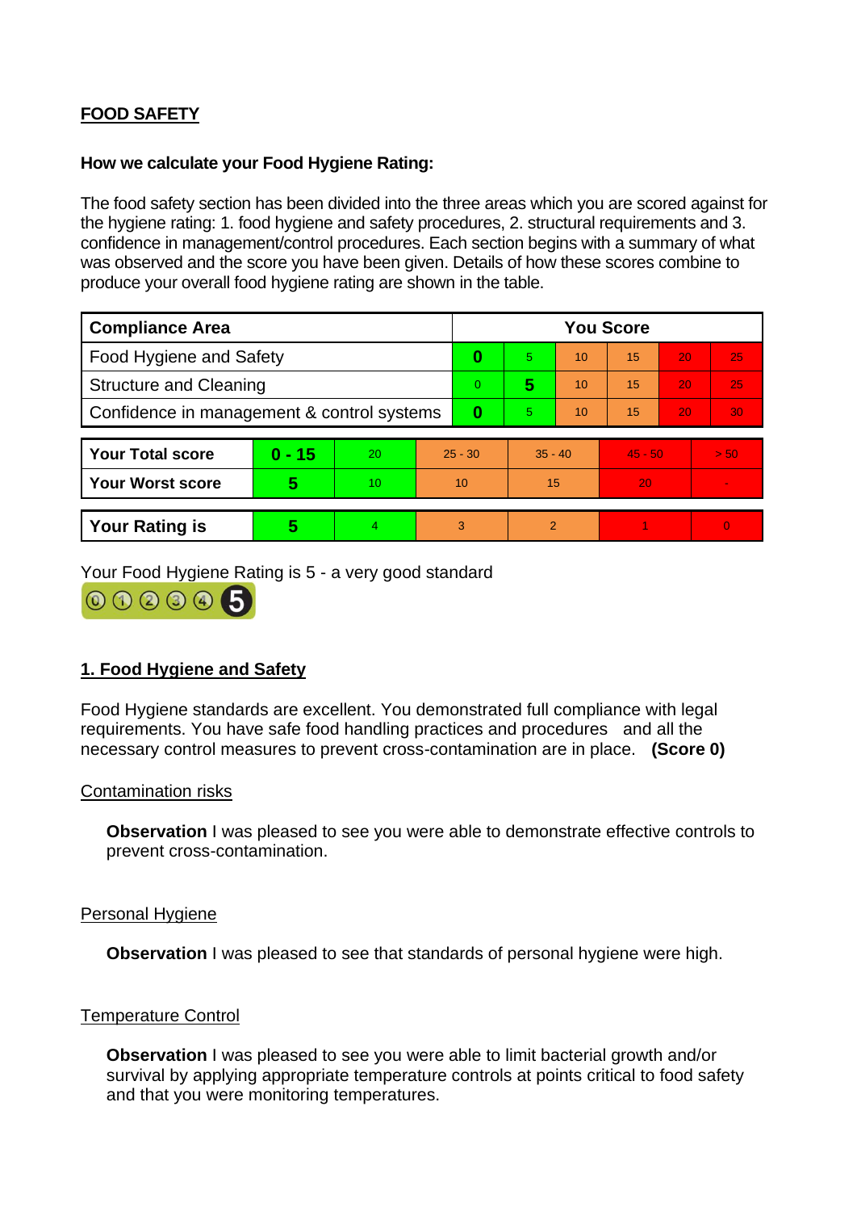## FOOD SAFETY

**How we calculate your Food Hygiene Rating:**

The food safety section has been divided into the three areas which you are scored against for the hygiene rating: 1. food hygiene and safety procedures, 2. structural requirements and 3. confidence in management/control procedures. Each section begins with a summary of what was observed and the score you have been given. Details of how these scores combine to produce your overall food hygiene rating are shown in the table.

| Compliance Area | You Score | | | | | |
|---|---|---|---|---|---|---|
| Food Hygiene and Safety | **0** | 5 | 10 | 15 | 20 | 25 |
| Structure and Cleaning | 0 | **5** | 10 | 15 | 20 | 25 |
| Confidence in management & control systems | **0** | 5 | 10 | 15 | 20 | 30 |

| | | | | | | |
|---|---|---|---|---|---|---|
| **Your Total score** | **0 - 15** | 20 | 25 - 30 | 35 - 40 | 45 - 50 | > 50 |
| **Your Worst score** | **5** | 10 | 10 | 15 | 20 | - |
| **Your Rating is** | **5** | 4 | 3 | 2 | 1 | 0 |

Your Food Hygiene Rating is 5 - a very good standard

## 1. Food Hygiene and Safety

Food Hygiene standards are excellent. You demonstrated full compliance with legal requirements. You have safe food handling practices and procedures and all the necessary control measures to prevent cross-contamination are in place. **(Score 0)**

### Contamination risks

**Observation** I was pleased to see you were able to demonstrate effective controls to prevent cross-contamination.

### Personal Hygiene

**Observation** I was pleased to see that standards of personal hygiene were high.

### Temperature Control

**Observation** I was pleased to see you were able to limit bacterial growth and/or survival by applying appropriate temperature controls at points critical to food safety and that you were monitoring temperatures.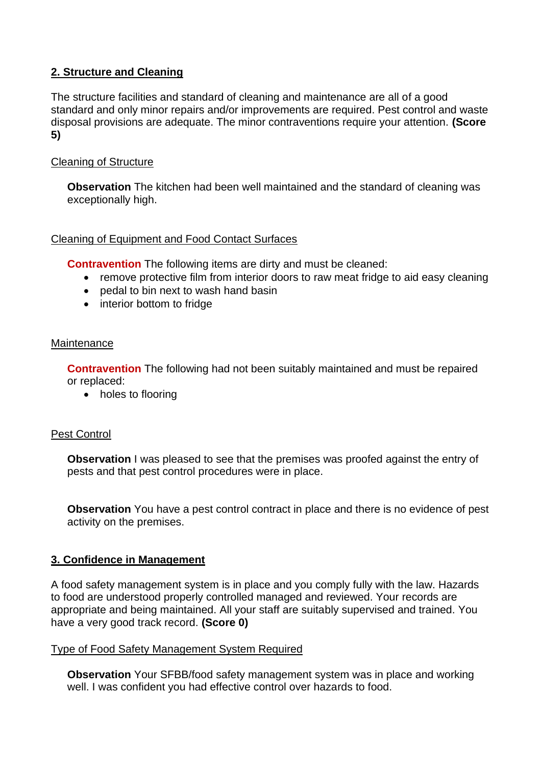## 2. Structure and Cleaning

The structure facilities and standard of cleaning and maintenance are all of a good standard and only minor repairs and/or improvements are required. Pest control and waste disposal provisions are adequate. The minor contraventions require your attention. **(Score 5)**

Cleaning of Structure

**Observation** The kitchen had been well maintained and the standard of cleaning was exceptionally high.

Cleaning of Equipment and Food Contact Surfaces

**Contravention** The following items are dirty and must be cleaned:

- remove protective film from interior doors to raw meat fridge to aid easy cleaning
- pedal to bin next to wash hand basin
- interior bottom to fridge

Maintenance

**Contravention** The following had not been suitably maintained and must be repaired or replaced:

- holes to flooring

Pest Control

**Observation** I was pleased to see that the premises was proofed against the entry of pests and that pest control procedures were in place.

**Observation** You have a pest control contract in place and there is no evidence of pest activity on the premises.

## 3. Confidence in Management

A food safety management system is in place and you comply fully with the law. Hazards to food are understood properly controlled managed and reviewed. Your records are appropriate and being maintained. All your staff are suitably supervised and trained. You have a very good track record. **(Score 0)**

Type of Food Safety Management System Required

**Observation** Your SFBB/food safety management system was in place and working well. I was confident you had effective control over hazards to food.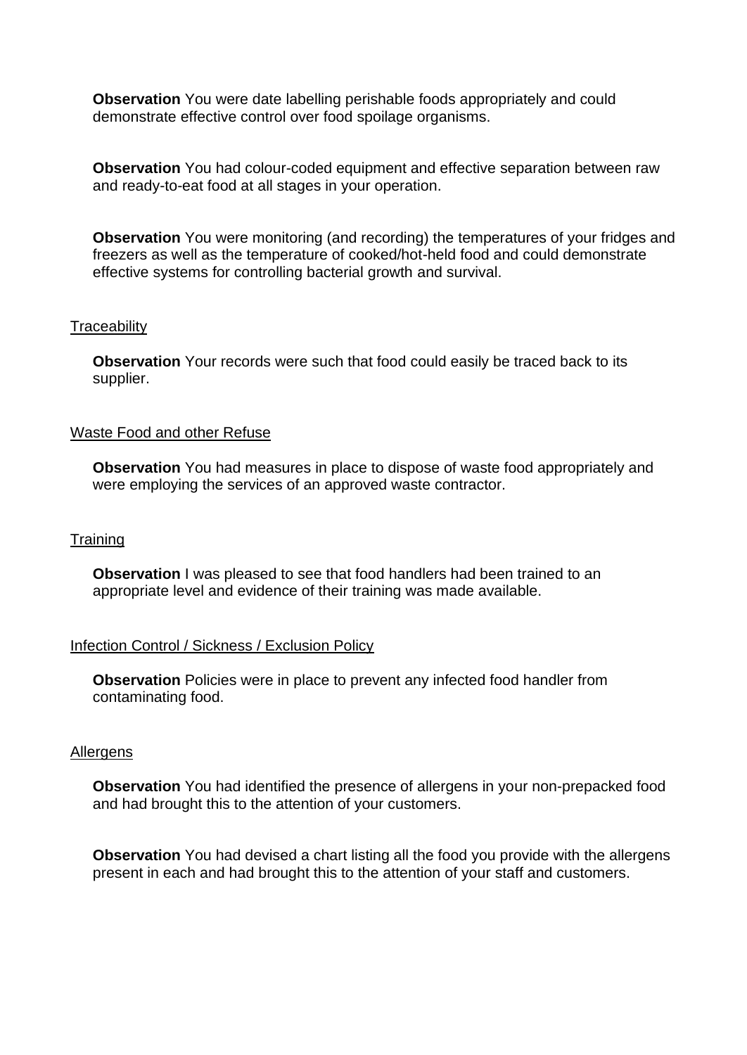**Observation** You were date labelling perishable foods appropriately and could demonstrate effective control over food spoilage organisms.

**Observation** You had colour-coded equipment and effective separation between raw and ready-to-eat food at all stages in your operation.

**Observation** You were monitoring (and recording) the temperatures of your fridges and freezers as well as the temperature of cooked/hot-held food and could demonstrate effective systems for controlling bacterial growth and survival.

<u>Traceability</u>

**Observation** Your records were such that food could easily be traced back to its supplier.

<u>Waste Food and other Refuse</u>

**Observation** You had measures in place to dispose of waste food appropriately and were employing the services of an approved waste contractor.

<u>Training</u>

**Observation** I was pleased to see that food handlers had been trained to an appropriate level and evidence of their training was made available.

<u>Infection Control / Sickness / Exclusion Policy</u>

**Observation** Policies were in place to prevent any infected food handler from contaminating food.

<u>Allergens</u>

**Observation** You had identified the presence of allergens in your non-prepacked food and had brought this to the attention of your customers.

**Observation** You had devised a chart listing all the food you provide with the allergens present in each and had brought this to the attention of your staff and customers.